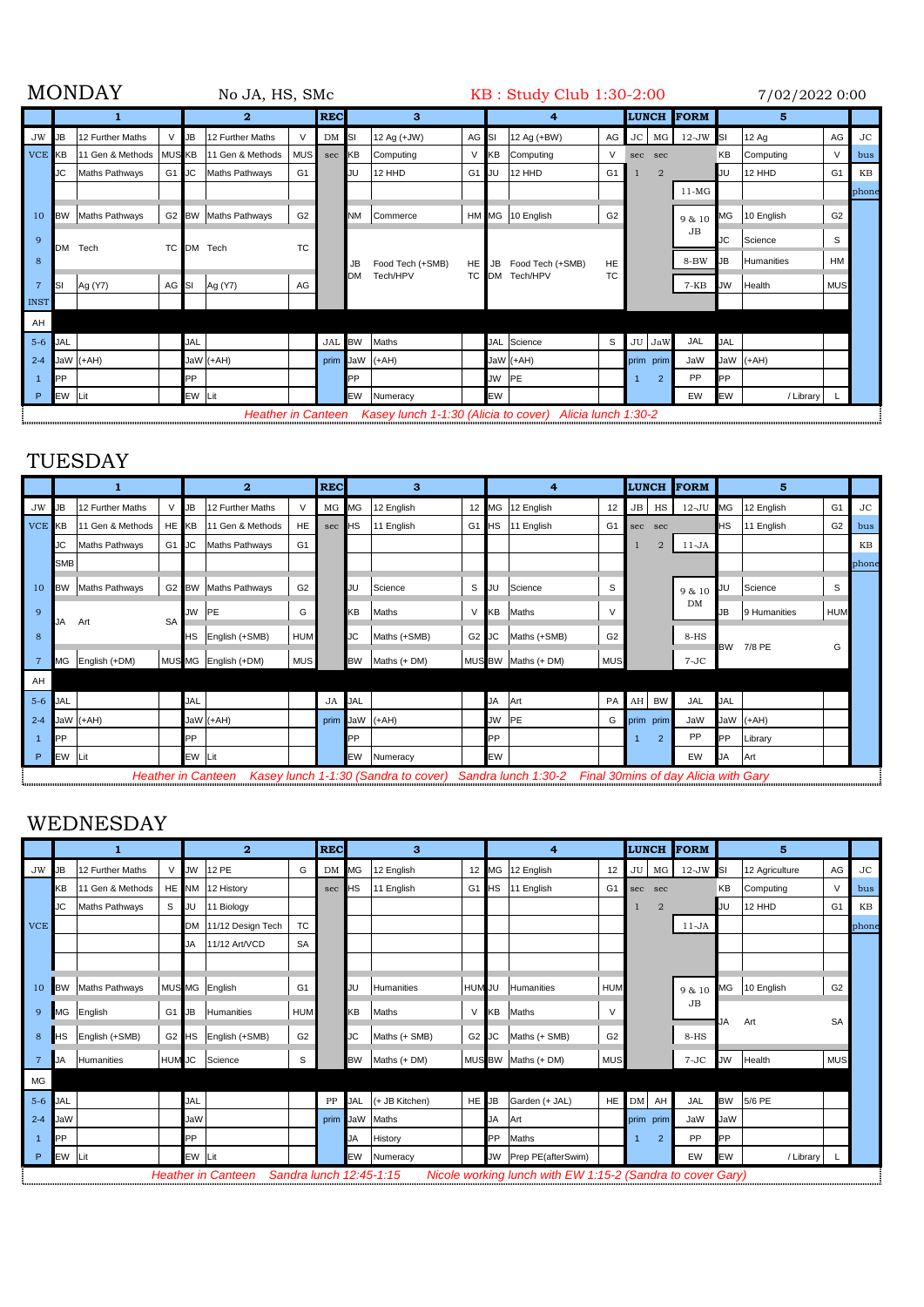# MONDAY

No JA, HS, SMc

KB : Study Club 1:30-2:00

7/02/2022 0:00

| | 1 | | | 2 | | | REC | 3 | | | 4 | | | LUNCH | | FORM | 5 | | | |
|---|---|---|---|---|---|---|---|---|---|---|---|---|---|---|---|---|---|---|---|---|
| JW | JB | 12 Further Maths | V | JB | 12 Further Maths | V | DM | SI | 12 Ag (+JW) | AG | SI | 12 Ag (+BW) | AG | JC | MG | 12-JW | SI | 12 Ag | AG | JC |
| VCE | KB | 11 Gen & Methods | MUS | KB | 11 Gen & Methods | MUS | sec | KB | Computing | V | KB | Computing | V | sec | sec | | KB | Computing | V | bus |
| | JC | Maths Pathways | G1 | JC | Maths Pathways | G1 | | JU | 12 HHD | G1 | JU | 12 HHD | G1 | 1 | 2 | | JU | 12 HHD | G1 | KB |
| | | | | | | | | | | | | | | | | 11-MG | | | | phone |
| 10 | BW | Maths Pathways | G2 | BW | Maths Pathways | G2 | | NM | Commerce | HM | MG | 10 English | G2 | | | 9 & 10 JB | MG | 10 English | G2 | |
| 9 | DM | Tech | TC | DM | Tech | TC | | | | | | | | | | | JC | Science | S | |
| 8 | | | | | | | | JB | Food Tech (+SMB) | HE | JB | Food Tech (+SMB) | HE | | | 8-BW | JB | Humanities | HM | |
| 7 | SI | Ag (Y7) | AG | SI | Ag (Y7) | AG | | DM | Tech/HPV | TC | DM | Tech/HPV | TC | | | 7-KB | JW | Health | MUS | |
| INST | | | | | | | | | | | | | | | | | | | | |
| AH | | | | | | | | | | | | | | | | | | | | |
| 5-6 | JAL | | | JAL | | | JAL | BW | Maths | | JAL | Science | S | JU | JaW | JAL | JAL | | | |
| 2-4 | JaW | (+AH) | | JaW | (+AH) | | prim | JaW | (+AH) | | JaW | (+AH) | | prim | prim | JaW | JaW | (+AH) | | |
| 1 | PP | | | PP | | | | PP | | | JW | PE | | 1 | 2 | PP | PP | | | |
| P | EW | Lit | | EW | Lit | | | EW | Numeracy | | EW | | | | | EW | EW | / Library | L | |

*Heather in Canteen   Kasey lunch 1-1:30 (Alicia to cover)   Alicia lunch 1:30-2*

# TUESDAY

| | 1 | | | 2 | | | REC | 3 | | | 4 | | | LUNCH | | FORM | 5 | | | |
|---|---|---|---|---|---|---|---|---|---|---|---|---|---|---|---|---|---|---|---|---|
| JW | JB | 12 Further Maths | V | JB | 12 Further Maths | V | MG | MG | 12 English | 12 | MG | 12 English | 12 | JB | HS | 12-JU | MG | 12 English | G1 | JC |
| VCE | KB | 11 Gen & Methods | HE | KB | 11 Gen & Methods | HE | sec | HS | 11 English | G1 | HS | 11 English | G1 | sec | sec | | HS | 11 English | G2 | bus |
| | JC | Maths Pathways | G1 | JC | Maths Pathways | G1 | | | | | | | | 1 | 2 | 11-JA | | | | KB |
| | SMB | | | | | | | | | | | | | | | | | | | phone |
| 10 | BW | Maths Pathways | G2 | BW | Maths Pathways | G2 | | JU | Science | S | JU | Science | S | | | 9 & 10 DM | JU | Science | S | |
| 9 | JA | Art | SA | JW | PE | G | | KB | Maths | V | KB | Maths | V | | | | JB | 9 Humanities | HUM | |
| 8 | | | | HS | English (+SMB) | HUM | | JC | Maths (+SMB) | G2 | JC | Maths (+SMB) | G2 | | | 8-HS | BW | 7/8 PE | G | |
| 7 | MG | English (+DM) | MUS | MG | English (+DM) | MUS | | BW | Maths (+ DM) | MUS | BW | Maths (+ DM) | MUS | | | 7-JC | | | | |
| AH | | | | | | | | | | | | | | | | | | | | |
| 5-6 | JAL | | | JAL | | | JA | JAL | | | JA | Art | PA | AH | BW | JAL | JAL | | | |
| 2-4 | JaW | (+AH) | | JaW | (+AH) | | prim | JaW | (+AH) | | JW | PE | G | prim | prim | JaW | JaW | (+AH) | | |
| 1 | PP | | | PP | | | | PP | | | PP | | | 1 | 2 | PP | PP | Library | | |
| P | EW | Lit | | EW | Lit | | | EW | Numeracy | | EW | | | | | EW | JA | Art | | |

*Heather in Canteen   Kasey lunch 1-1:30 (Sandra to cover)   Sandra lunch 1:30-2   Final 30mins of day Alicia with Gary*

# WEDNESDAY

| | 1 | | | 2 | | | REC | 3 | | | 4 | | | LUNCH | | FORM | 5 | | | |
|---|---|---|---|---|---|---|---|---|---|---|---|---|---|---|---|---|---|---|---|---|
| JW | JB | 12 Further Maths | V | JW | 12 PE | G | DM | MG | 12 English | 12 | MG | 12 English | 12 | JU | MG | 12-JW | SI | 12 Agriculture | AG | JC |
| | KB | 11 Gen & Methods | HE | NM | 12 History | | sec | HS | 11 English | G1 | HS | 11 English | G1 | sec | sec | | KB | Computing | V | bus |
| | JC | Maths Pathways | S | JU | 11 Biology | | | | | | | | | 1 | 2 | | JU | 12 HHD | G1 | KB |
| VCE | | | | DM | 11/12 Design Tech | TC | | | | | | | | | | 11-JA | | | | phone |
| | | | | JA | 11/12 Art/VCD | SA | | | | | | | | | | | | | | |
| | | | | | | | | | | | | | | | | | | | | |
| 10 | BW | Maths Pathways | MUS | MG | English | G1 | | JU | Humanities | HUM | JU | Humanities | HUM | | | 9 & 10 JB | MG | 10 English | G2 | |
| 9 | MG | English | G1 | JB | Humanities | HUM | | KB | Maths | V | KB | Maths | V | | | | JA | Art | SA | |
| 8 | HS | English (+SMB) | G2 | HS | English (+SMB) | G2 | | JC | Maths (+ SMB) | G2 | JC | Maths (+ SMB) | G2 | | | 8-HS | | | | |
| 7 | JA | Humanities | HUM | JC | Science | S | | BW | Maths (+ DM) | MUS | BW | Maths (+ DM) | MUS | | | 7-JC | JW | Health | MUS | |
| MG | | | | | | | | | | | | | | | | | | | | |
| 5-6 | JAL | | | JAL | | | PP | JAL | (+ JB Kitchen) | HE | JB | Garden (+ JAL) | HE | DM | AH | JAL | BW | 5/6 PE | | |
| 2-4 | JaW | | | JaW | | | prim | JaW | Maths | | JA | Art | | prim | prim | JaW | JaW | | | |
| 1 | PP | | | PP | | | | JA | History | | PP | Maths | | 1 | 2 | PP | PP | | | |
| P | EW | Lit | | EW | Lit | | | EW | Numeracy | | JW | Prep PE(afterSwim) | | | | EW | EW | / Library | L | |

*Heather in Canteen   Sandra lunch 12:45-1:15   Nicole working lunch with EW 1:15-2 (Sandra to cover Gary)*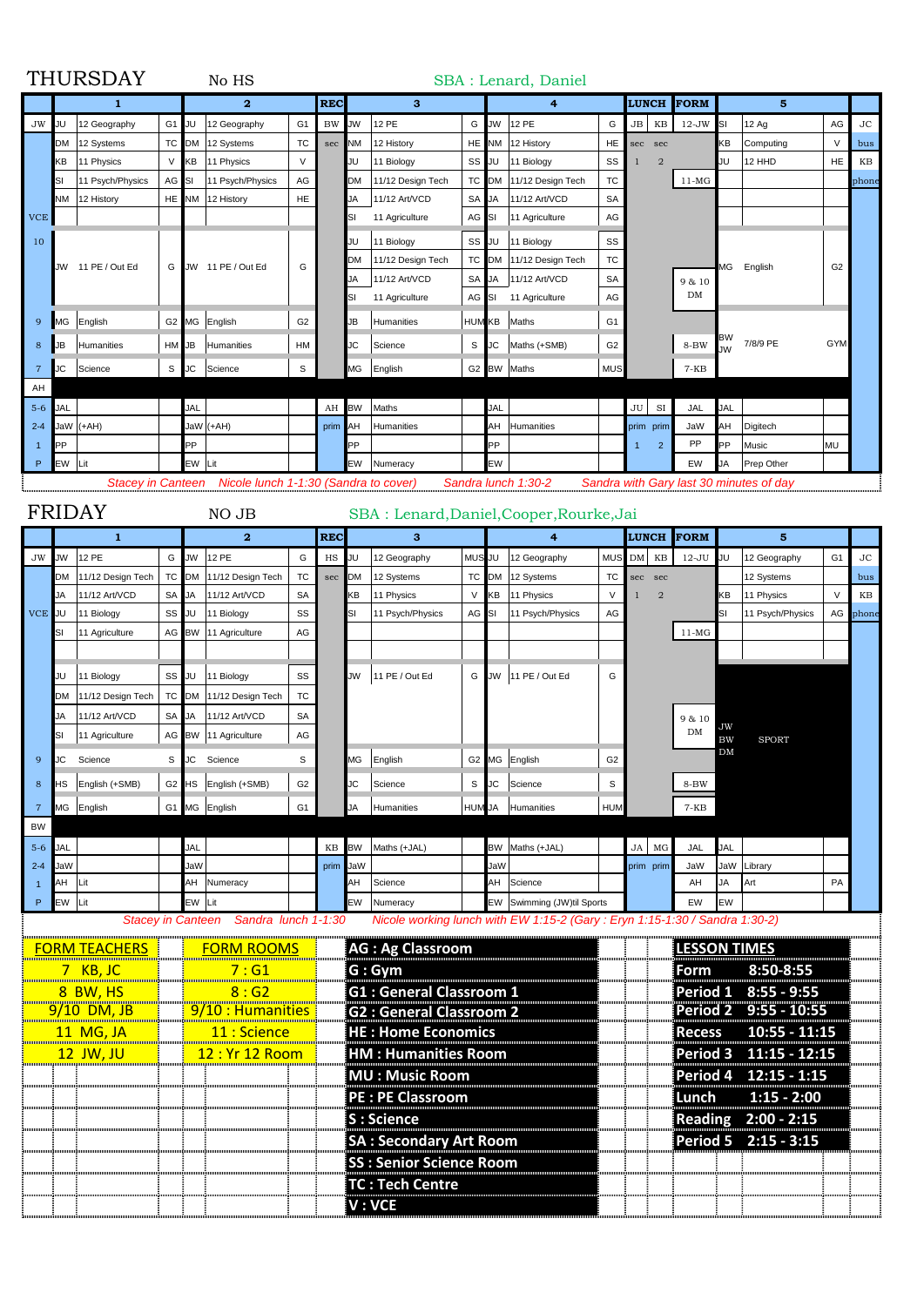# THURSDAY

No HS

SBA : Lenard, Daniel

| | 1 | | | 2 | | | REC | 3 | | | 4 | | | LUNCH | | FORM | 5 | | | |
|---|---|---|---|---|---|---|---|---|---|---|---|---|---|---|---|---|---|---|---|---|
| JW | JU | 12 Geography | G1 | JU | 12 Geography | G1 | BW | JW | 12 PE | G | JW | 12 PE | G | JB | KB | 12-JW | SI | 12 Ag | AG | JC |
| | DM | 12 Systems | TC | DM | 12 Systems | TC | sec | NM | 12 History | HE | NM | 12 History | HE | sec | sec | | KB | Computing | V | bus |
| | KB | 11 Physics | V | KB | 11 Physics | V | | JU | 11 Biology | SS | JU | 11 Biology | SS | 1 | 2 | | JU | 12 HHD | HE | KB |
| | SI | 11 Psych/Physics | AG | SI | 11 Psych/Physics | AG | | DM | 11/12 Design Tech | TC | DM | 11/12 Design Tech | TC | | | 11-MG | | | | phone |
| | NM | 12 History | HE | NM | 12 History | HE | | JA | 11/12 Art/VCD | SA | JA | 11/12 Art/VCD | SA | | | | | | | |
| VCE | | | | | | | | SI | 11 Agriculture | AG | SI | 11 Agriculture | AG | | | | | | | |
| 10 | JW | 11 PE / Out Ed | G | JW | 11 PE / Out Ed | G | | JU | 11 Biology | SS | JU | 11 Biology | SS | | | 9 & 10 DM | MG | English | G2 | |
| | | | | | | | | DM | 11/12 Design Tech | TC | DM | 11/12 Design Tech | TC | | | | | | | |
| | | | | | | | | JA | 11/12 Art/VCD | SA | JA | 11/12 Art/VCD | SA | | | | | | | |
| | | | | | | | | SI | 11 Agriculture | AG | SI | 11 Agriculture | AG | | | | | | | |
| 9 | MG | English | G2 | MG | English | G2 | | JB | Humanities | HUM | KB | Maths | G1 | | | | | | | |
| 8 | JB | Humanities | HM | JB | Humanities | HM | | JC | Science | S | JC | Maths (+SMB) | G2 | | | 8-BW | BW JW | 7/8/9 PE | GYM | |
| 7 | JC | Science | S | JC | Science | S | | MG | English | G2 | BW | Maths | MUS | | | 7-KB | | | | |
| AH | | | | | | | | | | | | | | | | | | | | |
| 5-6 | JAL | | | JAL | | | AH | BW | Maths | | JAL | | | JU | SI | JAL | JAL | | | |
| 2-4 | JaW | (+AH) | | JaW | (+AH) | | prim | AH | Humanities | | AH | Humanities | | prim | prim | JaW | AH | Digitech | | |
| 1 | PP | | | PP | | | | PP | | | PP | | | 1 | 2 | PP | PP | Music | MU | |
| P | EW | Lit | | EW | Lit | | | EW | Numeracy | | EW | | | | | EW | JA | Prep Other | | |

*Stacey in Canteen   Nicole lunch 1-1:30 (Sandra to cover)   Sandra lunch 1:30-2   Sandra with Gary last 30 minutes of day*

# FRIDAY

NO JB

SBA : Lenard,Daniel,Cooper,Rourke,Jai

| | 1 | | | 2 | | | REC | 3 | | | 4 | | | LUNCH | | FORM | 5 | | | |
|---|---|---|---|---|---|---|---|---|---|---|---|---|---|---|---|---|---|---|---|---|
| JW | JW | 12 PE | G | JW | 12 PE | G | HS | JU | 12 Geography | MUS | JU | 12 Geography | MUS | DM | KB | 12-JU | JU | 12 Geography | G1 | JC |
| | DM | 11/12 Design Tech | TC | DM | 11/12 Design Tech | TC | sec | DM | 12 Systems | TC | DM | 12 Systems | TC | sec | sec | | | 12 Systems | | bus |
| | JA | 11/12 Art/VCD | SA | JA | 11/12 Art/VCD | SA | | KB | 11 Physics | V | KB | 11 Physics | V | 1 | 2 | | KB | 11 Physics | V | KB |
| VCE | JU | 11 Biology | SS | JU | 11 Biology | SS | | SI | 11 Psych/Physics | AG | SI | 11 Psych/Physics | AG | | | | SI | 11 Psych/Physics | AG | phone |
| | SI | 11 Agriculture | AG | BW | 11 Agriculture | AG | | | | | | | | | | 11-MG | | | | |
| 10 | JU | 11 Biology | SS | JU | 11 Biology | SS | | JW | 11 PE / Out Ed | G | JW | 11 PE / Out Ed | G | | | 9 & 10 DM | JW BW DM | SPORT | | |
| | DM | 11/12 Design Tech | TC | DM | 11/12 Design Tech | TC | | | | | | | | | | | | | | |
| | JA | 11/12 Art/VCD | SA | JA | 11/12 Art/VCD | SA | | | | | | | | | | | | | | |
| | SI | 11 Agriculture | AG | BW | 11 Agriculture | AG | | | | | | | | | | | | | | |
| 9 | JC | Science | S | JC | Science | S | | MG | English | G2 | MG | English | G2 | | | | | | | |
| 8 | HS | English (+SMB) | G2 | HS | English (+SMB) | G2 | | JC | Science | S | JC | Science | S | | | 8-BW | | | | |
| 7 | MG | English | G1 | MG | English | G1 | | JA | Humanities | HUM | JA | Humanities | HUM | | | 7-KB | | | | |
| BW | | | | | | | | | | | | | | | | | | | | |
| 5-6 | JAL | | | JAL | | | KB | BW | Maths (+JAL) | | BW | Maths (+JAL) | | JA | MG | JAL | JAL | | | |
| 2-4 | JaW | | | JaW | | | prim | JaW | | | JaW | | | prim | prim | JaW | JaW | Library | | |
| 1 | AH | Lit | | AH | Numeracy | | | AH | Science | | AH | Science | | | | AH | JA | Art | PA | |
| P | EW | Lit | | EW | Lit | | | EW | Numeracy | | EW | Swimming (JW)til Sports | | | | EW | EW | | | |

*Stacey in Canteen   Sandra lunch 1-1:30   Nicole working lunch with EW 1:15-2 (Gary : Eryn 1:15-1:30 / Sandra 1:30-2)*

| FORM TEACHERS | FORM ROOMS |
|---|---|
| 7 KB, JC | 7 : G1 |
| 8 BW, HS | 8 : G2 |
| 9/10 DM, JB | 9/10 : Humanities |
| 11 MG, JA | 11 : Science |
| 12 JW, JU | 12 : Yr 12 Room |

- **AG :** Ag Classroom
- **G :** Gym
- **G1 :** General Classroom 1
- **G2 :** General Classroom 2
- **HE :** Home Economics
- **HM :** Humanities Room
- **MU :** Music Room
- **PE :** PE Classroom
- **S :** Science
- **SA :** Secondary Art Room
- **SS :** Senior Science Room
- **TC :** Tech Centre
- **V :** VCE

| LESSON TIMES | |
|---|---|
| Form | 8:50-8:55 |
| Period 1 | 8:55 - 9:55 |
| Period 2 | 9:55 - 10:55 |
| Recess | 10:55 - 11:15 |
| Period 3 | 11:15 - 12:15 |
| Period 4 | 12:15 - 1:15 |
| Lunch | 1:15 - 2:00 |
| Reading | 2:00 - 2:15 |
| Period 5 | 2:15 - 3:15 |